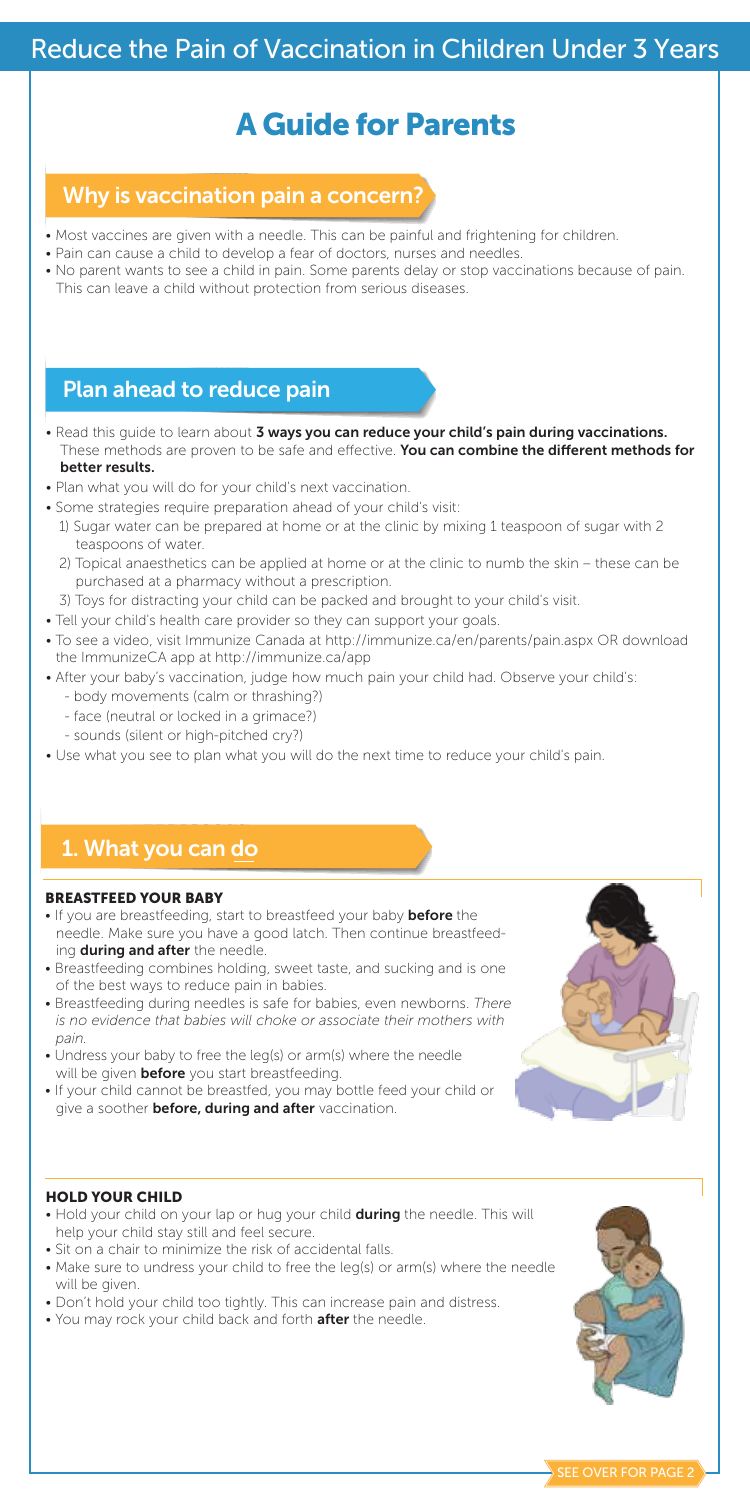# Reduce the Pain of Vaccination in Children Under 3 Years

# A Guide for Parents

## Why is vaccination pain a concern?

- Most vaccines are given with a needle. This can be painful and frightening for children.
- Pain can cause a child to develop a fear of doctors, nurses and needles.
- No parent wants to see a child in pain. Some parents delay or stop vaccinations because of pain. This can leave a child without protection from serious diseases.

## Plan ahead to reduce pain

- Read this guide to learn about **3 ways you can reduce your child's pain during vaccinations.** These methods are proven to be safe and effective. **You can combine the different methods for better results.**
- Plan what you will do for your child's next vaccination.
- Some strategies require preparation ahead of your child's visit:
  1) Sugar water can be prepared at home or at the clinic by mixing 1 teaspoon of sugar with 2 teaspoons of water.
  2) Topical anaesthetics can be applied at home or at the clinic to numb the skin – these can be purchased at a pharmacy without a prescription.
  3) Toys for distracting your child can be packed and brought to your child's visit.
- Tell your child's health care provider so they can support your goals.
- To see a video, visit Immunize Canada at http://immunize.ca/en/parents/pain.aspx OR download the ImmunizeCA app at http://immunize.ca/app
- After your baby's vaccination, judge how much pain your child had. Observe your child's:
  - body movements (calm or thrashing?)
  - face (neutral or locked in a grimace?)
  - sounds (silent or high-pitched cry?)
- Use what you see to plan what you will do the next time to reduce your child's pain.

## 1. What you can do

### BREASTFEED YOUR BABY

- If you are breastfeeding, start to breastfeed your baby **before** the needle. Make sure you have a good latch. Then continue breastfeeding **during and after** the needle.
- Breastfeeding combines holding, sweet taste, and sucking and is one of the best ways to reduce pain in babies.
- Breastfeeding during needles is safe for babies, even newborns. *There is no evidence that babies will choke or associate their mothers with pain.*
- Undress your baby to free the leg(s) or arm(s) where the needle will be given **before** you start breastfeeding.
- If your child cannot be breastfed, you may bottle feed your child or give a soother **before, during and after** vaccination.

### HOLD YOUR CHILD

- Hold your child on your lap or hug your child **during** the needle. This will help your child stay still and feel secure.
- Sit on a chair to minimize the risk of accidental falls.
- Make sure to undress your child to free the leg(s) or arm(s) where the needle will be given.
- Don't hold your child too tightly. This can increase pain and distress.
- You may rock your child back and forth **after** the needle.

SEE OVER FOR PAGE 2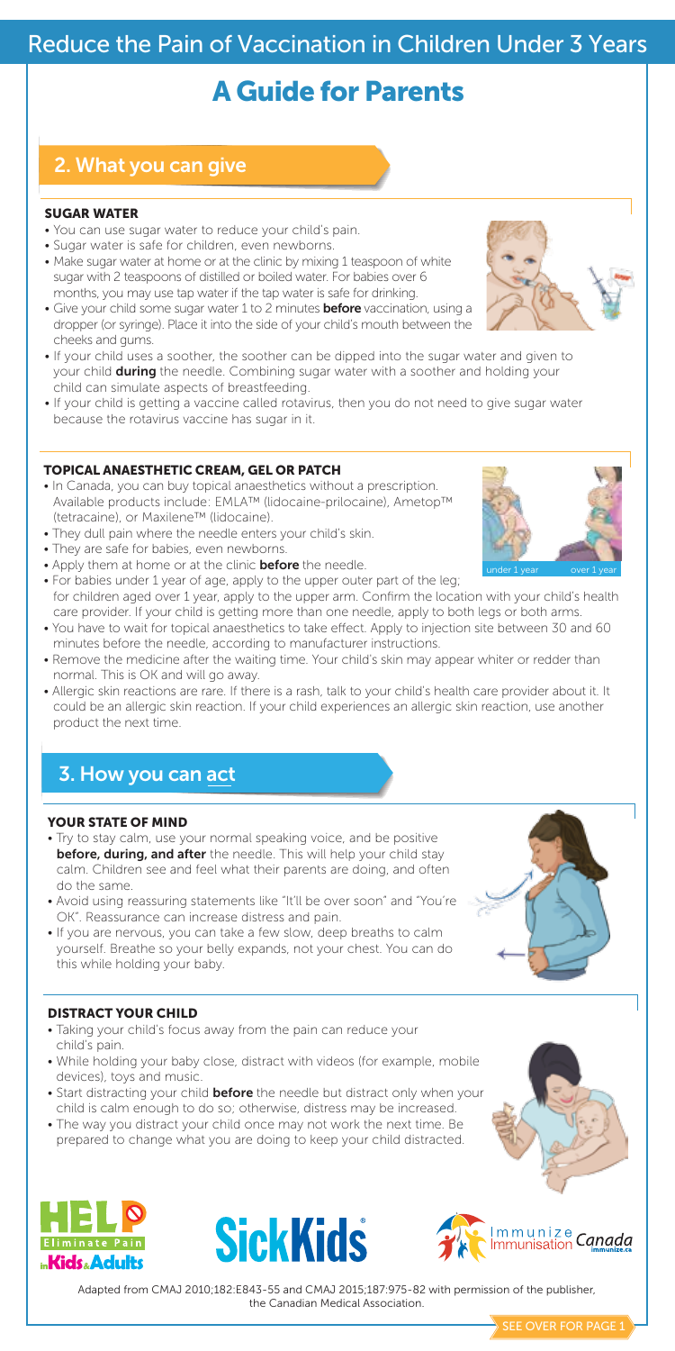# Reduce the Pain of Vaccination in Children Under 3 Years

# A Guide for Parents

## 2. What you can give

### SUGAR WATER

- You can use sugar water to reduce your child's pain.
- Sugar water is safe for children, even newborns.
- Make sugar water at home or at the clinic by mixing 1 teaspoon of white sugar with 2 teaspoons of distilled or boiled water. For babies over 6 months, you may use tap water if the tap water is safe for drinking.
- Give your child some sugar water 1 to 2 minutes **before** vaccination, using a dropper (or syringe). Place it into the side of your child's mouth between the cheeks and gums.
- If your child uses a soother, the soother can be dipped into the sugar water and given to your child **during** the needle. Combining sugar water with a soother and holding your child can simulate aspects of breastfeeding.
- If your child is getting a vaccine called rotavirus, then you do not need to give sugar water because the rotavirus vaccine has sugar in it.

### TOPICAL ANAESTHETIC CREAM, GEL OR PATCH

- In Canada, you can buy topical anaesthetics without a prescription. Available products include: EMLA™ (lidocaine-prilocaine), Ametop™ (tetracaine), or Maxilene™ (lidocaine).
- They dull pain where the needle enters your child's skin.
- They are safe for babies, even newborns.
- Apply them at home or at the clinic **before** the needle.
- For babies under 1 year of age, apply to the upper outer part of the leg; for children aged over 1 year, apply to the upper arm. Confirm the location with your child's health care provider. If your child is getting more than one needle, apply to both legs or both arms.
- You have to wait for topical anaesthetics to take effect. Apply to injection site between 30 and 60 minutes before the needle, according to manufacturer instructions.
- Remove the medicine after the waiting time. Your child's skin may appear whiter or redder than normal. This is OK and will go away.
- Allergic skin reactions are rare. If there is a rash, talk to your child's health care provider about it. It could be an allergic skin reaction. If your child experiences an allergic skin reaction, use another product the next time.

under 1 year

over 1 year

## 3. How you can act

### YOUR STATE OF MIND

- Try to stay calm, use your normal speaking voice, and be positive **before, during, and after** the needle. This will help your child stay calm. Children see and feel what their parents are doing, and often do the same.
- Avoid using reassuring statements like "It'll be over soon" and "You're OK". Reassurance can increase distress and pain.
- If you are nervous, you can take a few slow, deep breaths to calm yourself. Breathe so your belly expands, not your chest. You can do this while holding your baby.

### DISTRACT YOUR CHILD

- Taking your child's focus away from the pain can reduce your child's pain.
- While holding your baby close, distract with videos (for example, mobile devices), toys and music.
- Start distracting your child **before** the needle but distract only when your child is calm enough to do so; otherwise, distress may be increased.
- The way you distract your child once may not work the next time. Be prepared to change what you are doing to keep your child distracted.

HELP Eliminate Pain in Kids & Adults

SickKids

Immunize Canada / Immunisation Canada

Adapted from CMAJ 2010;182:E843-55 and CMAJ 2015;187:975-82 with permission of the publisher, the Canadian Medical Association.

SEE OVER FOR PAGE 1